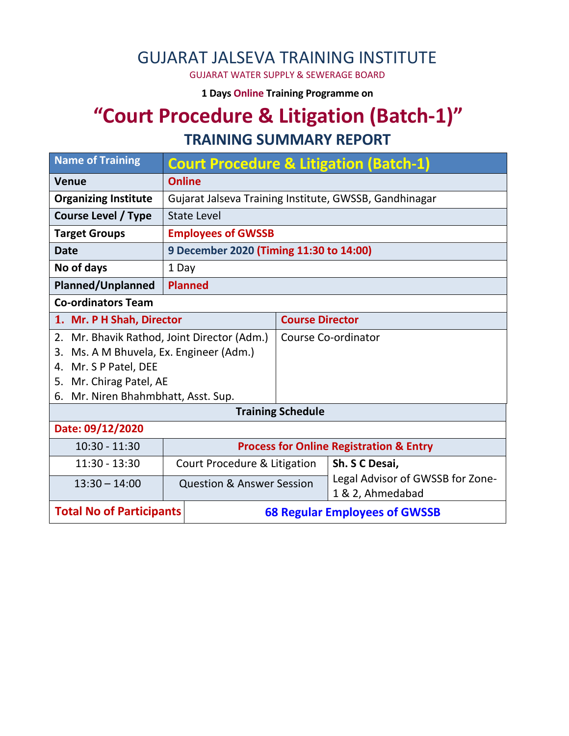# GUJARAT JALSEVA TRAINING INSTITUTE

GUJARAT WATER SUPPLY & SEWERAGE BOARD

**1 Days Online Training Programme on**

# "Court Procedure & Litigation (Batch-1)"

## TRAINING SUMMARY REPORT

| Name of Training | Court Procedure & Litigation (Batch-1) |
|---|---|
| **Venue** | **Online** |
| **Organizing Institute** | Gujarat Jalseva Training Institute, GWSSB, Gandhinagar |
| **Course Level / Type** | State Level |
| **Target Groups** | **Employees of GWSSB** |
| **Date** | **9 December 2020 (Timing 11:30 to 14:00)** |
| **No of days** | 1 Day |
| **Planned/Unplanned** | **Planned** |
| **Co-ordinators Team** | |

| Co-ordinators | Role |
|---|---|
| **1. Mr. P H Shah, Director** | **Course Director** |
| 2. Mr. Bhavik Rathod, Joint Director (Adm.)<br>3. Ms. A M Bhuvela, Ex. Engineer (Adm.)<br>4. Mr. S P Patel, DEE<br>5. Mr. Chirag Patel, AE<br>6. Mr. Niren Bhahmbhatt, Asst. Sup. | Course Co-ordinator |

**Training Schedule**

**Date: 09/12/2020**

| Time | Session | Speaker |
|---|---|---|
| 10:30 - 11:30 | **Process for Online Registration & Entry** | |
| 11:30 - 13:30 | Court Procedure & Litigation | **Sh. S C Desai,**<br>Legal Advisor of GWSSB for Zone-1 & 2, Ahmedabad |
| 13:30 – 14:00 | Question & Answer Session | |

| **Total No of Participants** | **68 Regular Employees of GWSSB** |
|---|---|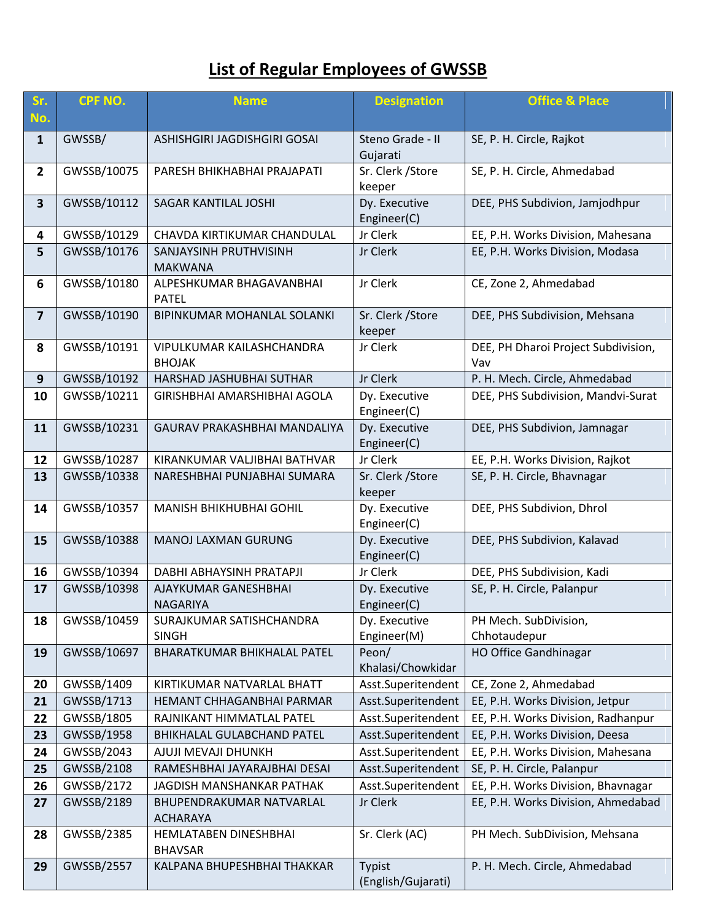# List of Regular Employees of GWSSB

| Sr. No. | CPF NO. | Name | Designation | Office & Place |
|---|---|---|---|---|
| 1 | GWSSB/ | ASHISHGIRI JAGDISHGIRI GOSAI | Steno Grade - II Gujarati | SE, P. H. Circle, Rajkot |
| 2 | GWSSB/10075 | PARESH BHIKHABHAI PRAJAPATI | Sr. Clerk /Store keeper | SE, P. H. Circle, Ahmedabad |
| 3 | GWSSB/10112 | SAGAR KANTILAL JOSHI | Dy. Executive Engineer(C) | DEE, PHS Subdivion, Jamjodhpur |
| 4 | GWSSB/10129 | CHAVDA KIRTIKUMAR CHANDULAL | Jr Clerk | EE, P.H. Works Division, Mahesana |
| 5 | GWSSB/10176 | SANJAYSINH PRUTHVISINH MAKWANA | Jr Clerk | EE, P.H. Works Division, Modasa |
| 6 | GWSSB/10180 | ALPESHKUMAR BHAGAVANBHAI PATEL | Jr Clerk | CE, Zone 2, Ahmedabad |
| 7 | GWSSB/10190 | BIPINKUMAR MOHANLAL SOLANKI | Sr. Clerk /Store keeper | DEE, PHS Subdivision, Mehsana |
| 8 | GWSSB/10191 | VIPULKUMAR KAILASHCHANDRA BHOJAK | Jr Clerk | DEE, PH Dharoi Project Subdivision, Vav |
| 9 | GWSSB/10192 | HARSHAD JASHUBHAI SUTHAR | Jr Clerk | P. H. Mech. Circle, Ahmedabad |
| 10 | GWSSB/10211 | GIRISHBHAI AMARSHIBHAI AGOLA | Dy. Executive Engineer(C) | DEE, PHS Subdivision, Mandvi-Surat |
| 11 | GWSSB/10231 | GAURAV PRAKASHBHAI MANDALIYA | Dy. Executive Engineer(C) | DEE, PHS Subdivion, Jamnagar |
| 12 | GWSSB/10287 | KIRANKUMAR VALJIBHAI BATHVAR | Jr Clerk | EE, P.H. Works Division, Rajkot |
| 13 | GWSSB/10338 | NARESHBHAI PUNJABHAI SUMARA | Sr. Clerk /Store keeper | SE, P. H. Circle, Bhavnagar |
| 14 | GWSSB/10357 | MANISH BHIKHUBHAI GOHIL | Dy. Executive Engineer(C) | DEE, PHS Subdivion, Dhrol |
| 15 | GWSSB/10388 | MANOJ LAXMAN GURUNG | Dy. Executive Engineer(C) | DEE, PHS Subdivion, Kalavad |
| 16 | GWSSB/10394 | DABHI ABHAYSINH PRATAPJI | Jr Clerk | DEE, PHS Subdivision, Kadi |
| 17 | GWSSB/10398 | AJAYKUMAR GANESHBHAI NAGARIYA | Dy. Executive Engineer(C) | SE, P. H. Circle, Palanpur |
| 18 | GWSSB/10459 | SURAJKUMAR SATISHCHANDRA SINGH | Dy. Executive Engineer(M) | PH Mech. SubDivision, Chhotaudepur |
| 19 | GWSSB/10697 | BHARATKUMAR BHIKHALAL PATEL | Peon/ Khalasi/Chowkidar | HO Office Gandhinagar |
| 20 | GWSSB/1409 | KIRTIKUMAR NATVARLAL BHATT | Asst.Superitendent | CE, Zone 2, Ahmedabad |
| 21 | GWSSB/1713 | HEMANT CHHAGANBHAI PARMAR | Asst.Superitendent | EE, P.H. Works Division, Jetpur |
| 22 | GWSSB/1805 | RAJNIKANT HIMMATLAL PATEL | Asst.Superitendent | EE, P.H. Works Division, Radhanpur |
| 23 | GWSSB/1958 | BHIKHALAL GULABCHAND PATEL | Asst.Superitendent | EE, P.H. Works Division, Deesa |
| 24 | GWSSB/2043 | AJUJI MEVAJI DHUNKH | Asst.Superitendent | EE, P.H. Works Division, Mahesana |
| 25 | GWSSB/2108 | RAMESHBHAI JAYARAJBHAI DESAI | Asst.Superitendent | SE, P. H. Circle, Palanpur |
| 26 | GWSSB/2172 | JAGDISH MANSHANKAR PATHAK | Asst.Superitendent | EE, P.H. Works Division, Bhavnagar |
| 27 | GWSSB/2189 | BHUPENDRAKUMAR NATVARLAL ACHARAYA | Jr Clerk | EE, P.H. Works Division, Ahmedabad |
| 28 | GWSSB/2385 | HEMLATABEN DINESHBHAI BHAVSAR | Sr. Clerk (AC) | PH Mech. SubDivision, Mehsana |
| 29 | GWSSB/2557 | KALPANA BHUPESHBHAI THAKKAR | Typist (English/Gujarati) | P. H. Mech. Circle, Ahmedabad |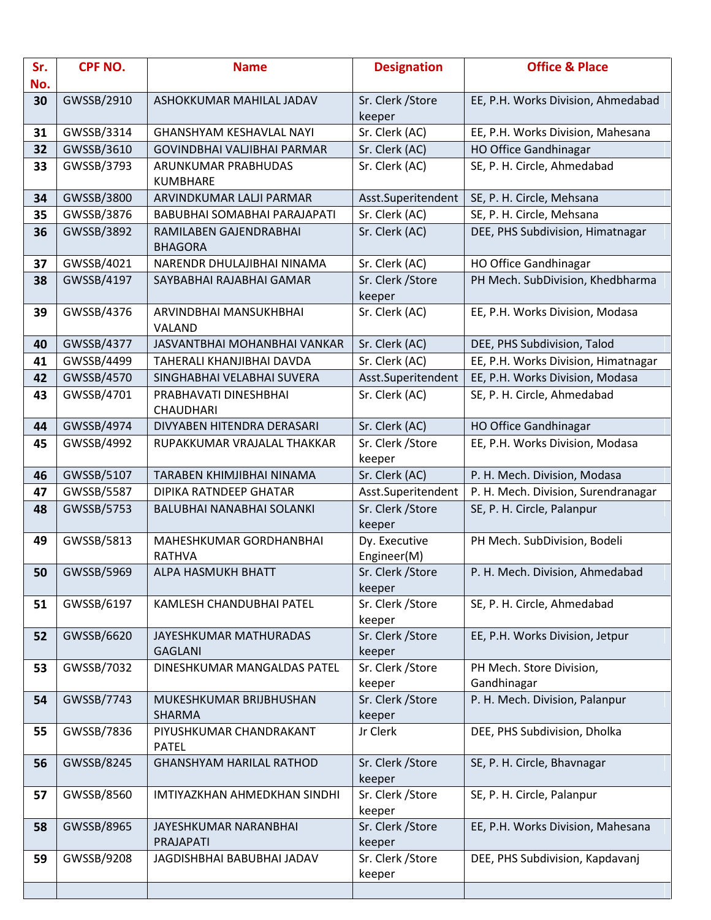| Sr. No. | CPF NO. | Name | Designation | Office & Place |
|---|---|---|---|---|
| 30 | GWSSB/2910 | ASHOKKUMAR MAHILAL JADAV | Sr. Clerk /Store keeper | EE, P.H. Works Division, Ahmedabad |
| 31 | GWSSB/3314 | GHANSHYAM KESHAVLAL NAYI | Sr. Clerk (AC) | EE, P.H. Works Division, Mahesana |
| 32 | GWSSB/3610 | GOVINDBHAI VALJIBHAI PARMAR | Sr. Clerk (AC) | HO Office Gandhinagar |
| 33 | GWSSB/3793 | ARUNKUMAR PRABHUDAS KUMBHARE | Sr. Clerk (AC) | SE, P. H. Circle, Ahmedabad |
| 34 | GWSSB/3800 | ARVINDKUMAR LALJI PARMAR | Asst.Superitendent | SE, P. H. Circle, Mehsana |
| 35 | GWSSB/3876 | BABUBHAI SOMABHAI PARAJAPATI | Sr. Clerk (AC) | SE, P. H. Circle, Mehsana |
| 36 | GWSSB/3892 | RAMILABEN GAJENDRABHAI BHAGORA | Sr. Clerk (AC) | DEE, PHS Subdivision, Himatnagar |
| 37 | GWSSB/4021 | NARENDR DHULAJIBHAI NINAMA | Sr. Clerk (AC) | HO Office Gandhinagar |
| 38 | GWSSB/4197 | SAYBABHAI RAJABHAI GAMAR | Sr. Clerk /Store keeper | PH Mech. SubDivision, Khedbharma |
| 39 | GWSSB/4376 | ARVINDBHAI MANSUKHBHAI VALAND | Sr. Clerk (AC) | EE, P.H. Works Division, Modasa |
| 40 | GWSSB/4377 | JASVANTBHAI MOHANBHAI VANKAR | Sr. Clerk (AC) | DEE, PHS Subdivision, Talod |
| 41 | GWSSB/4499 | TAHERALI KHANJIBHAI DAVDA | Sr. Clerk (AC) | EE, P.H. Works Division, Himatnagar |
| 42 | GWSSB/4570 | SINGHABHAI VELABHAI SUVERA | Asst.Superitendent | EE, P.H. Works Division, Modasa |
| 43 | GWSSB/4701 | PRABHAVATI DINESHBHAI CHAUDHARI | Sr. Clerk (AC) | SE, P. H. Circle, Ahmedabad |
| 44 | GWSSB/4974 | DIVYABEN HITENDRA DERASARI | Sr. Clerk (AC) | HO Office Gandhinagar |
| 45 | GWSSB/4992 | RUPAKKUMAR VRAJALAL THAKKAR | Sr. Clerk /Store keeper | EE, P.H. Works Division, Modasa |
| 46 | GWSSB/5107 | TARABEN KHIMJIBHAI NINAMA | Sr. Clerk (AC) | P. H. Mech. Division, Modasa |
| 47 | GWSSB/5587 | DIPIKA RATNDEEP GHATAR | Asst.Superitendent | P. H. Mech. Division, Surendranagar |
| 48 | GWSSB/5753 | BALUBHAI NANABHAI SOLANKI | Sr. Clerk /Store keeper | SE, P. H. Circle, Palanpur |
| 49 | GWSSB/5813 | MAHESHKUMAR GORDHANBHAI RATHVA | Dy. Executive Engineer(M) | PH Mech. SubDivision, Bodeli |
| 50 | GWSSB/5969 | ALPA HASMUKH BHATT | Sr. Clerk /Store keeper | P. H. Mech. Division, Ahmedabad |
| 51 | GWSSB/6197 | KAMLESH CHANDUBHAI PATEL | Sr. Clerk /Store keeper | SE, P. H. Circle, Ahmedabad |
| 52 | GWSSB/6620 | JAYESHKUMAR MATHURADAS GAGLANI | Sr. Clerk /Store keeper | EE, P.H. Works Division, Jetpur |
| 53 | GWSSB/7032 | DINESHKUMAR MANGALDAS PATEL | Sr. Clerk /Store keeper | PH Mech. Store Division, Gandhinagar |
| 54 | GWSSB/7743 | MUKESHKUMAR BRIJBHUSHAN SHARMA | Sr. Clerk /Store keeper | P. H. Mech. Division, Palanpur |
| 55 | GWSSB/7836 | PIYUSHKUMAR CHANDRAKANT PATEL | Jr Clerk | DEE, PHS Subdivision, Dholka |
| 56 | GWSSB/8245 | GHANSHYAM HARILAL RATHOD | Sr. Clerk /Store keeper | SE, P. H. Circle, Bhavnagar |
| 57 | GWSSB/8560 | IMTIYAZKHAN AHMEDKHAN SINDHI | Sr. Clerk /Store keeper | SE, P. H. Circle, Palanpur |
| 58 | GWSSB/8965 | JAYESHKUMAR NARANBHAI PRAJAPATI | Sr. Clerk /Store keeper | EE, P.H. Works Division, Mahesana |
| 59 | GWSSB/9208 | JAGDISHBHAI BABUBHAI JADAV | Sr. Clerk /Store keeper | DEE, PHS Subdivision, Kapdavanj |
| | | | | |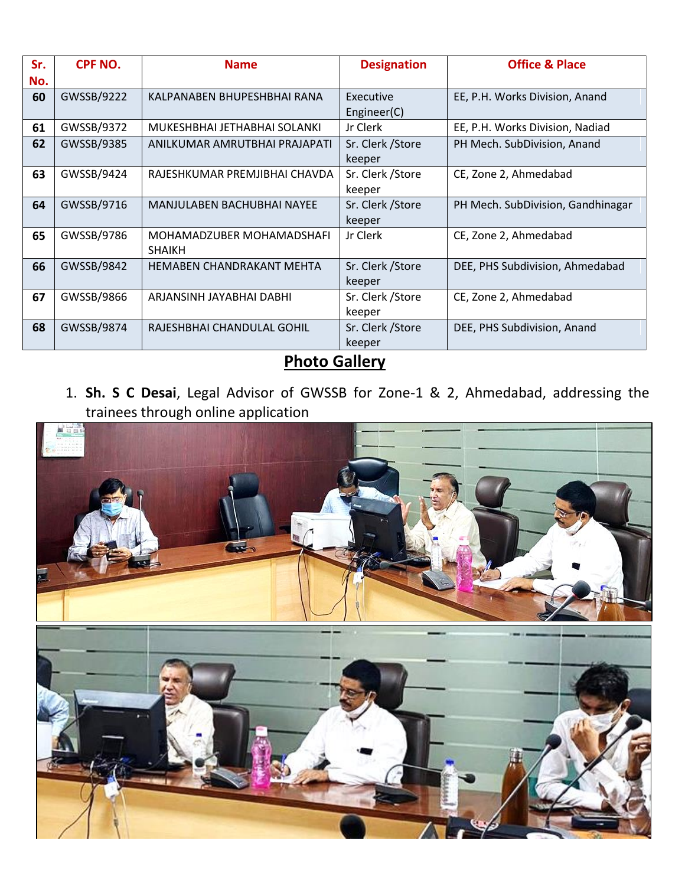| Sr. No. | CPF NO. | Name | Designation | Office & Place |
|---|---|---|---|---|
| 60 | GWSSB/9222 | KALPANABEN BHUPESHBHAI RANA | Executive Engineer(C) | EE, P.H. Works Division, Anand |
| 61 | GWSSB/9372 | MUKESHBHAI JETHABHAI SOLANKI | Jr Clerk | EE, P.H. Works Division, Nadiad |
| 62 | GWSSB/9385 | ANILKUMAR AMRUTBHAI PRAJAPATI | Sr. Clerk /Store keeper | PH Mech. SubDivision, Anand |
| 63 | GWSSB/9424 | RAJESHKUMAR PREMJIBHAI CHAVDA | Sr. Clerk /Store keeper | CE, Zone 2, Ahmedabad |
| 64 | GWSSB/9716 | MANJULABEN BACHUBHAI NAYEE | Sr. Clerk /Store keeper | PH Mech. SubDivision, Gandhinagar |
| 65 | GWSSB/9786 | MOHAMADZUBER MOHAMADSHAFI SHAIKH | Jr Clerk | CE, Zone 2, Ahmedabad |
| 66 | GWSSB/9842 | HEMABEN CHANDRAKANT MEHTA | Sr. Clerk /Store keeper | DEE, PHS Subdivision, Ahmedabad |
| 67 | GWSSB/9866 | ARJANSINH JAYABHAI DABHI | Sr. Clerk /Store keeper | CE, Zone 2, Ahmedabad |
| 68 | GWSSB/9874 | RAJESHBHAI CHANDULAL GOHIL | Sr. Clerk /Store keeper | DEE, PHS Subdivision, Anand |

## Photo Gallery

1. **Sh. S C Desai**, Legal Advisor of GWSSB for Zone-1 & 2, Ahmedabad, addressing the trainees through online application